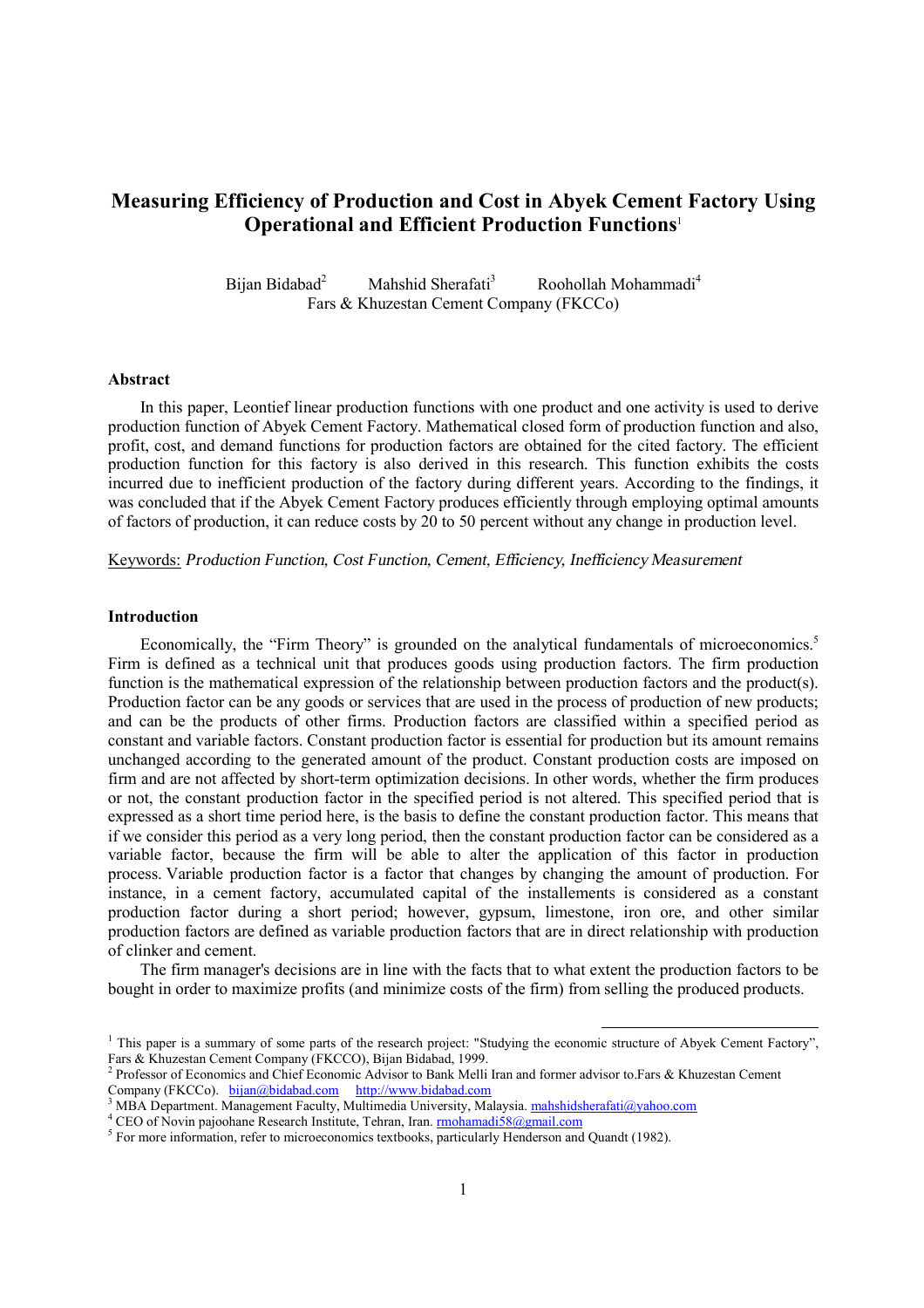# Measuring Efficiency of Production and Cost in Abyek Cement Factory Using Operational and Efficient Production Functions[1]

Bijan Bidabad[2] Mahshid Sherafati[3] Roohollah Mohammadi[4]
Fars & Khuzestan Cement Company (FKCCo)

## Abstract

In this paper, Leontief linear production functions with one product and one activity is used to derive production function of Abyek Cement Factory. Mathematical closed form of production function and also, profit, cost, and demand functions for production factors are obtained for the cited factory. The efficient production function for this factory is also derived in this research. This function exhibits the costs incurred due to inefficient production of the factory during different years. According to the findings, it was concluded that if the Abyek Cement Factory produces efficiently through employing optimal amounts of factors of production, it can reduce costs by 20 to 50 percent without any change in production level.

Keywords: *Production Function, Cost Function, Cement, Efficiency, Inefficiency Measurement*

## Introduction

Economically, the "Firm Theory" is grounded on the analytical fundamentals of microeconomics.[5] Firm is defined as a technical unit that produces goods using production factors. The firm production function is the mathematical expression of the relationship between production factors and the product(s). Production factor can be any goods or services that are used in the process of production of new products; and can be the products of other firms. Production factors are classified within a specified period as constant and variable factors. Constant production factor is essential for production but its amount remains unchanged according to the generated amount of the product. Constant production costs are imposed on firm and are not affected by short-term optimization decisions. In other words, whether the firm produces or not, the constant production factor in the specified period is not altered. This specified period that is expressed as a short time period here, is the basis to define the constant production factor. This means that if we consider this period as a very long period, then the constant production factor can be considered as a variable factor, because the firm will be able to alter the application of this factor in production process. Variable production factor is a factor that changes by changing the amount of production. For instance, in a cement factory, accumulated capital of the installements is considered as a constant production factor during a short period; however, gypsum, limestone, iron ore, and other similar production factors are defined as variable production factors that are in direct relationship with production of clinker and cement.

The firm manager's decisions are in line with the facts that to what extent the production factors to be bought in order to maximize profits (and minimize costs of the firm) from selling the produced products.

---

[1] This paper is a summary of some parts of the research project: "Studying the economic structure of Abyek Cement Factory", Fars & Khuzestan Cement Company (FKCCO), Bijan Bidabad, 1999.

[2] Professor of Economics and Chief Economic Advisor to Bank Melli Iran and former advisor to.Fars & Khuzestan Cement Company (FKCCo). bijan@bidabad.com http://www.bidabad.com

[3] MBA Department. Management Faculty, Multimedia University, Malaysia. mahshidsherafati@yahoo.com

[4] CEO of Novin pajoohane Research Institute, Tehran, Iran. rmohamadi58@gmail.com

[5] For more information, refer to microeconomics textbooks, particularly Henderson and Quandt (1982).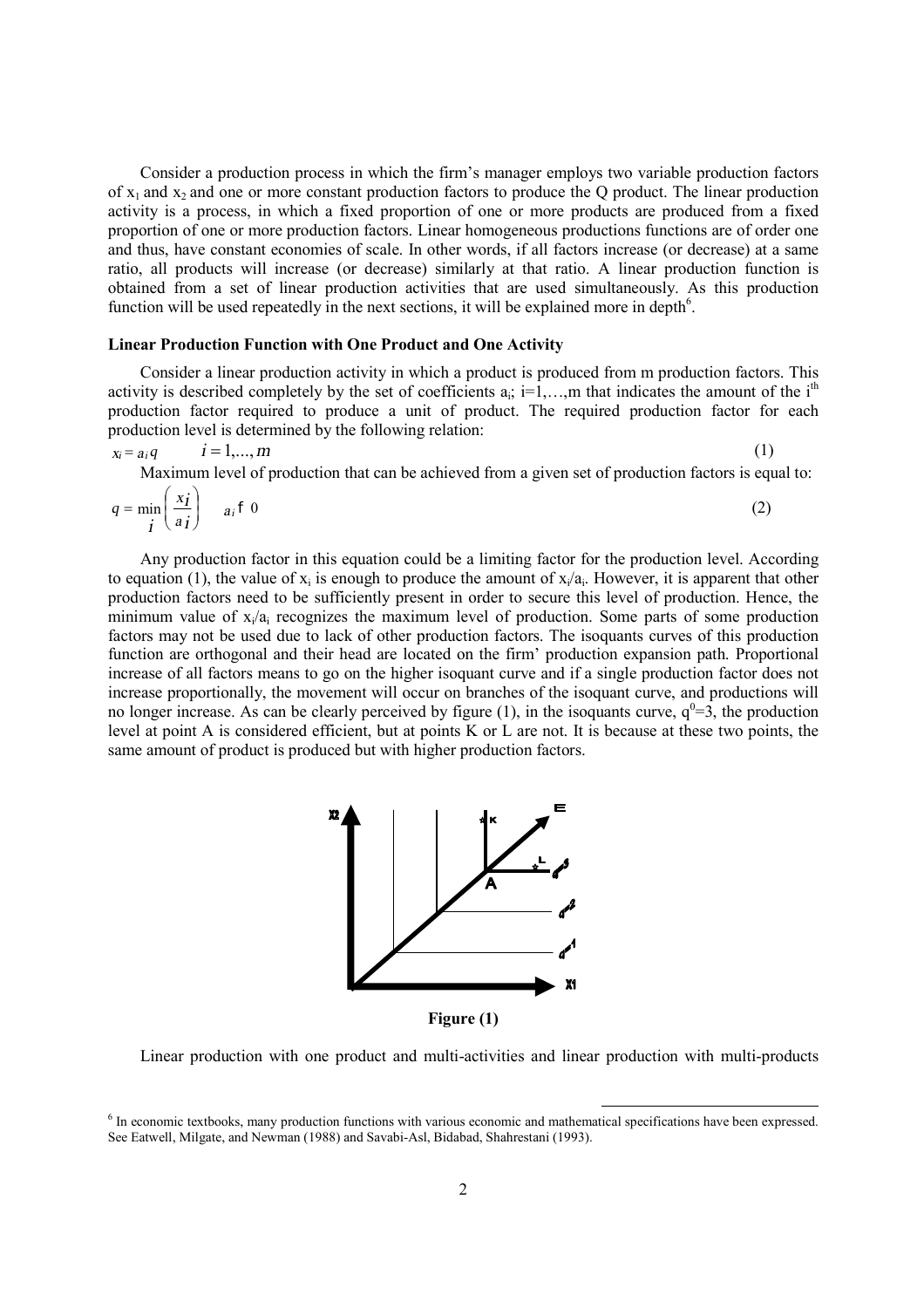Consider a production process in which the firm's manager employs two variable production factors of $x_1$ and $x_2$ and one or more constant production factors to produce the Q product. The linear production activity is a process, in which a fixed proportion of one or more products are produced from a fixed proportion of one or more production factors. Linear homogeneous productions functions are of order one and thus, have constant economies of scale. In other words, if all factors increase (or decrease) at a same ratio, all products will increase (or decrease) similarly at that ratio. A linear production function is obtained from a set of linear production activities that are used simultaneously. As this production function will be used repeatedly in the next sections, it will be explained more in depth[6].

**Linear Production Function with One Product and One Activity**

Consider a linear production activity in which a product is produced from m production factors. This activity is described completely by the set of coefficients $a_i$; $i=1,\ldots,m$ that indicates the amount of the $i^{th}$ production factor required to produce a unit of product. The required production factor for each production level is determined by the following relation:

$$x_i = a_i q \qquad i = 1,\ldots,m \tag{1}$$

Maximum level of production that can be achieved from a given set of production factors is equal to:

$$q = \min_i \left( \frac{x_i}{a_i} \right) \qquad a_i \succ 0 \tag{2}$$

Any production factor in this equation could be a limiting factor for the production level. According to equation (1), the value of $x_i$ is enough to produce the amount of $x_i/a_i$. However, it is apparent that other production factors need to be sufficiently present in order to secure this level of production. Hence, the minimum value of $x_i/a_i$ recognizes the maximum level of production. Some parts of some production factors may not be used due to lack of other production factors. The isoquants curves of this production function are orthogonal and their head are located on the firm' production expansion path. Proportional increase of all factors means to go on the higher isoquant curve and if a single production factor does not increase proportionally, the movement will occur on branches of the isoquant curve, and productions will no longer increase. As can be clearly perceived by figure (1), in the isoquants curve, $q^0=3$, the production level at point A is considered efficient, but at points K or L are not. It is because at these two points, the same amount of product is produced but with higher production factors.

**Figure (1)**

Linear production with one product and multi-activities and linear production with multi-products

[6] In economic textbooks, many production functions with various economic and mathematical specifications have been expressed. See Eatwell, Milgate, and Newman (1988) and Savabi-Asl, Bidabad, Shahrestani (1993).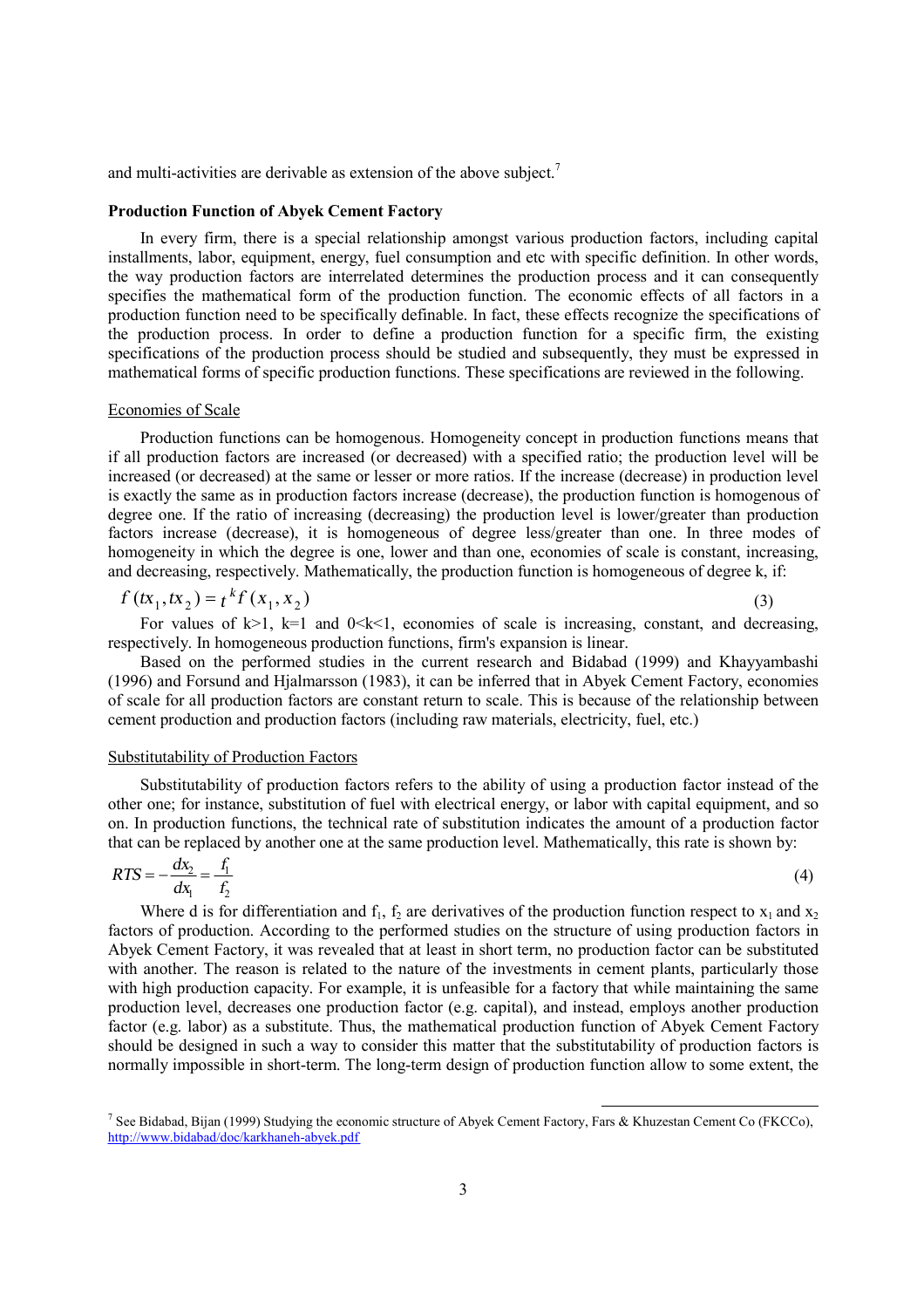and multi-activities are derivable as extension of the above subject.[7]

### Production Function of Abyek Cement Factory

In every firm, there is a special relationship amongst various production factors, including capital installments, labor, equipment, energy, fuel consumption and etc with specific definition. In other words, the way production factors are interrelated determines the production process and it can consequently specifies the mathematical form of the production function. The economic effects of all factors in a production function need to be specifically definable. In fact, these effects recognize the specifications of the production process. In order to define a production function for a specific firm, the existing specifications of the production process should be studied and subsequently, they must be expressed in mathematical forms of specific production functions. These specifications are reviewed in the following.

#### Economies of Scale

Production functions can be homogenous. Homogeneity concept in production functions means that if all production factors are increased (or decreased) with a specified ratio; the production level will be increased (or decreased) at the same or lesser or more ratios. If the increase (decrease) in production level is exactly the same as in production factors increase (decrease), the production function is homogenous of degree one. If the ratio of increasing (decreasing) the production level is lower/greater than production factors increase (decrease), it is homogeneous of degree less/greater than one. In three modes of homogeneity in which the degree is one, lower and than one, economies of scale is constant, increasing, and decreasing, respectively. Mathematically, the production function is homogeneous of degree k, if:

$$f(tx_1, tx_2) = t^k f(x_1, x_2) \tag{3}$$

For values of $k>1$, $k=1$ and $0<k<1$, economies of scale is increasing, constant, and decreasing, respectively. In homogeneous production functions, firm's expansion is linear.

Based on the performed studies in the current research and Bidabad (1999) and Khayyambashi (1996) and Forsund and Hjalmarsson (1983), it can be inferred that in Abyek Cement Factory, economies of scale for all production factors are constant return to scale. This is because of the relationship between cement production and production factors (including raw materials, electricity, fuel, etc.)

#### Substitutability of Production Factors

Substitutability of production factors refers to the ability of using a production factor instead of the other one; for instance, substitution of fuel with electrical energy, or labor with capital equipment, and so on. In production functions, the technical rate of substitution indicates the amount of a production factor that can be replaced by another one at the same production level. Mathematically, this rate is shown by:

$$RTS = -\frac{dx_2}{dx_1} = \frac{f_1}{f_2} \tag{4}$$

Where d is for differentiation and $f_1$, $f_2$ are derivatives of the production function respect to $x_1$ and $x_2$ factors of production. According to the performed studies on the structure of using production factors in Abyek Cement Factory, it was revealed that at least in short term, no production factor can be substituted with another. The reason is related to the nature of the investments in cement plants, particularly those with high production capacity. For example, it is unfeasible for a factory that while maintaining the same production level, decreases one production factor (e.g. capital), and instead, employs another production factor (e.g. labor) as a substitute. Thus, the mathematical production function of Abyek Cement Factory should be designed in such a way to consider this matter that the substitutability of production factors is normally impossible in short-term. The long-term design of production function allow to some extent, the

---

[7] See Bidabad, Bijan (1999) Studying the economic structure of Abyek Cement Factory, Fars & Khuzestan Cement Co (FKCCo), http://www.bidabad/doc/karkhaneh-abyek.pdf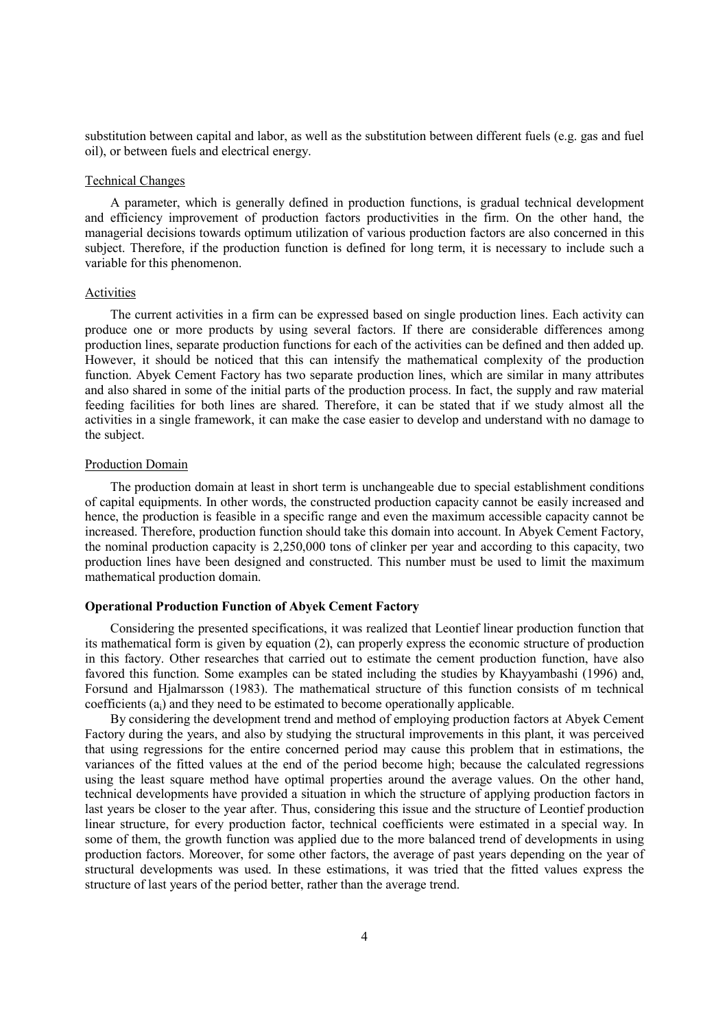substitution between capital and labor, as well as the substitution between different fuels (e.g. gas and fuel oil), or between fuels and electrical energy.

Technical Changes

A parameter, which is generally defined in production functions, is gradual technical development and efficiency improvement of production factors productivities in the firm. On the other hand, the managerial decisions towards optimum utilization of various production factors are also concerned in this subject. Therefore, if the production function is defined for long term, it is necessary to include such a variable for this phenomenon.

Activities

The current activities in a firm can be expressed based on single production lines. Each activity can produce one or more products by using several factors. If there are considerable differences among production lines, separate production functions for each of the activities can be defined and then added up. However, it should be noticed that this can intensify the mathematical complexity of the production function. Abyek Cement Factory has two separate production lines, which are similar in many attributes and also shared in some of the initial parts of the production process. In fact, the supply and raw material feeding facilities for both lines are shared. Therefore, it can be stated that if we study almost all the activities in a single framework, it can make the case easier to develop and understand with no damage to the subject.

Production Domain

The production domain at least in short term is unchangeable due to special establishment conditions of capital equipments. In other words, the constructed production capacity cannot be easily increased and hence, the production is feasible in a specific range and even the maximum accessible capacity cannot be increased. Therefore, production function should take this domain into account. In Abyek Cement Factory, the nominal production capacity is 2,250,000 tons of clinker per year and according to this capacity, two production lines have been designed and constructed. This number must be used to limit the maximum mathematical production domain.

**Operational Production Function of Abyek Cement Factory**

Considering the presented specifications, it was realized that Leontief linear production function that its mathematical form is given by equation (2), can properly express the economic structure of production in this factory. Other researches that carried out to estimate the cement production function, have also favored this function. Some examples can be stated including the studies by Khayyambashi (1996) and, Forsund and Hjalmarsson (1983). The mathematical structure of this function consists of m technical coefficients ($a_i$) and they need to be estimated to become operationally applicable.

By considering the development trend and method of employing production factors at Abyek Cement Factory during the years, and also by studying the structural improvements in this plant, it was perceived that using regressions for the entire concerned period may cause this problem that in estimations, the variances of the fitted values at the end of the period become high; because the calculated regressions using the least square method have optimal properties around the average values. On the other hand, technical developments have provided a situation in which the structure of applying production factors in last years be closer to the year after. Thus, considering this issue and the structure of Leontief production linear structure, for every production factor, technical coefficients were estimated in a special way. In some of them, the growth function was applied due to the more balanced trend of developments in using production factors. Moreover, for some other factors, the average of past years depending on the year of structural developments was used. In these estimations, it was tried that the fitted values express the structure of last years of the period better, rather than the average trend.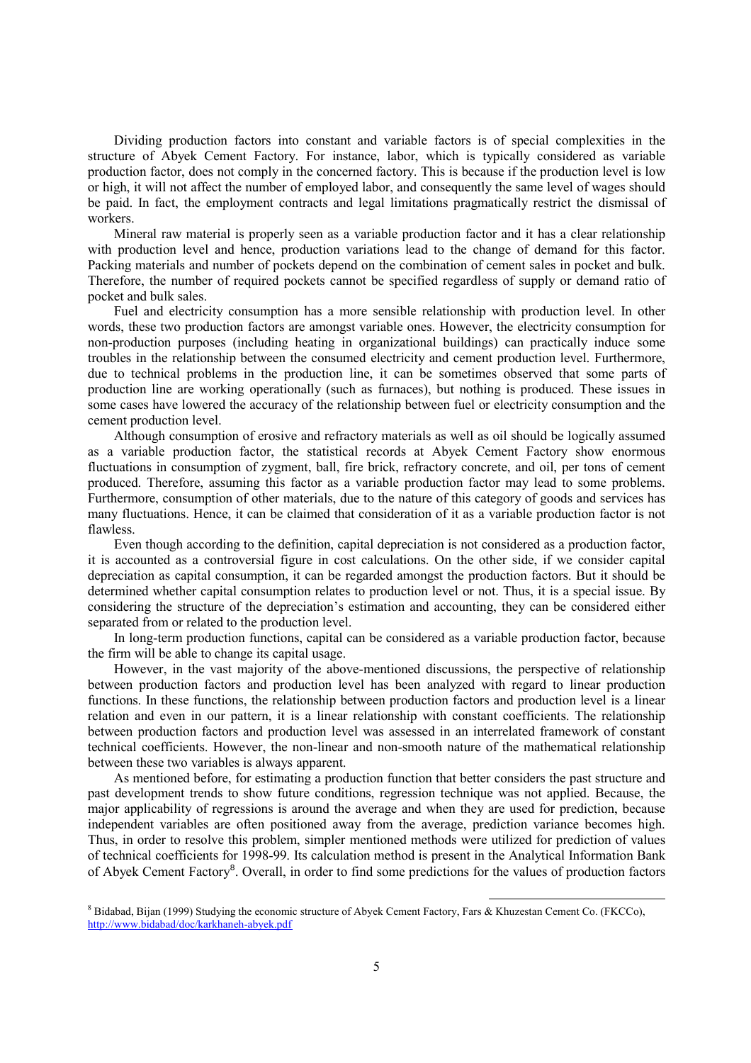Dividing production factors into constant and variable factors is of special complexities in the structure of Abyek Cement Factory. For instance, labor, which is typically considered as variable production factor, does not comply in the concerned factory. This is because if the production level is low or high, it will not affect the number of employed labor, and consequently the same level of wages should be paid. In fact, the employment contracts and legal limitations pragmatically restrict the dismissal of workers.

Mineral raw material is properly seen as a variable production factor and it has a clear relationship with production level and hence, production variations lead to the change of demand for this factor. Packing materials and number of pockets depend on the combination of cement sales in pocket and bulk. Therefore, the number of required pockets cannot be specified regardless of supply or demand ratio of pocket and bulk sales.

Fuel and electricity consumption has a more sensible relationship with production level. In other words, these two production factors are amongst variable ones. However, the electricity consumption for non-production purposes (including heating in organizational buildings) can practically induce some troubles in the relationship between the consumed electricity and cement production level. Furthermore, due to technical problems in the production line, it can be sometimes observed that some parts of production line are working operationally (such as furnaces), but nothing is produced. These issues in some cases have lowered the accuracy of the relationship between fuel or electricity consumption and the cement production level.

Although consumption of erosive and refractory materials as well as oil should be logically assumed as a variable production factor, the statistical records at Abyek Cement Factory show enormous fluctuations in consumption of zygment, ball, fire brick, refractory concrete, and oil, per tons of cement produced. Therefore, assuming this factor as a variable production factor may lead to some problems. Furthermore, consumption of other materials, due to the nature of this category of goods and services has many fluctuations. Hence, it can be claimed that consideration of it as a variable production factor is not flawless.

Even though according to the definition, capital depreciation is not considered as a production factor, it is accounted as a controversial figure in cost calculations. On the other side, if we consider capital depreciation as capital consumption, it can be regarded amongst the production factors. But it should be determined whether capital consumption relates to production level or not. Thus, it is a special issue. By considering the structure of the depreciation's estimation and accounting, they can be considered either separated from or related to the production level.

In long-term production functions, capital can be considered as a variable production factor, because the firm will be able to change its capital usage.

However, in the vast majority of the above-mentioned discussions, the perspective of relationship between production factors and production level has been analyzed with regard to linear production functions. In these functions, the relationship between production factors and production level is a linear relation and even in our pattern, it is a linear relationship with constant coefficients. The relationship between production factors and production level was assessed in an interrelated framework of constant technical coefficients. However, the non-linear and non-smooth nature of the mathematical relationship between these two variables is always apparent.

As mentioned before, for estimating a production function that better considers the past structure and past development trends to show future conditions, regression technique was not applied. Because, the major applicability of regressions is around the average and when they are used for prediction, because independent variables are often positioned away from the average, prediction variance becomes high. Thus, in order to resolve this problem, simpler mentioned methods were utilized for prediction of values of technical coefficients for 1998-99. Its calculation method is present in the Analytical Information Bank of Abyek Cement Factory[8]. Overall, in order to find some predictions for the values of production factors

---

[8] Bidabad, Bijan (1999) Studying the economic structure of Abyek Cement Factory, Fars & Khuzestan Cement Co. (FKCCo), http://www.bidabad/doc/karkhaneh-abyek.pdf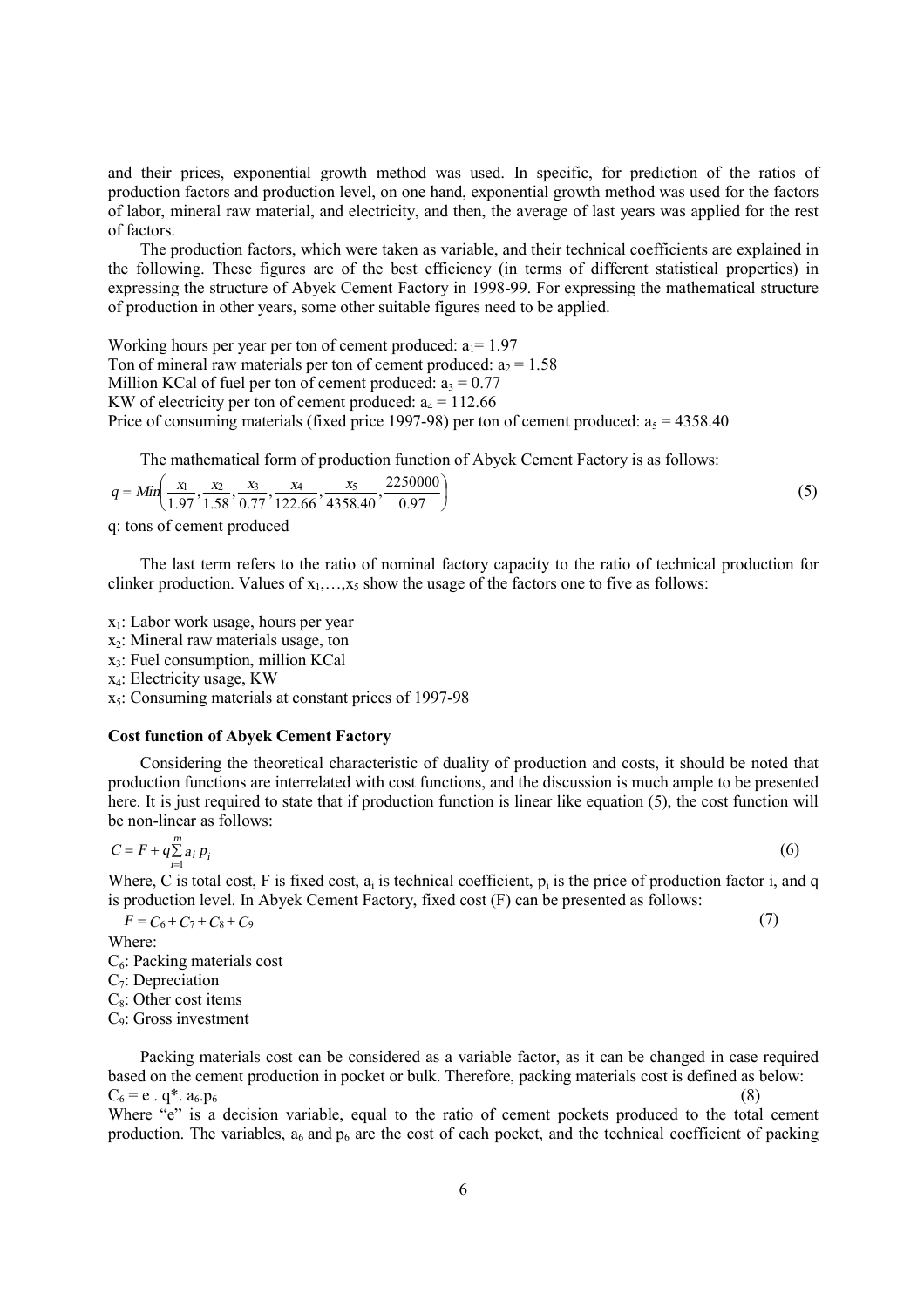and their prices, exponential growth method was used. In specific, for prediction of the ratios of production factors and production level, on one hand, exponential growth method was used for the factors of labor, mineral raw material, and electricity, and then, the average of last years was applied for the rest of factors.

The production factors, which were taken as variable, and their technical coefficients are explained in the following. These figures are of the best efficiency (in terms of different statistical properties) in expressing the structure of Abyek Cement Factory in 1998-99. For expressing the mathematical structure of production in other years, some other suitable figures need to be applied.

Working hours per year per ton of cement produced: $a_1 = 1.97$
Ton of mineral raw materials per ton of cement produced: $a_2 = 1.58$
Million KCal of fuel per ton of cement produced: $a_3 = 0.77$
KW of electricity per ton of cement produced: $a_4 = 112.66$
Price of consuming materials (fixed price 1997-98) per ton of cement produced: $a_5 = 4358.40$

The mathematical form of production function of Abyek Cement Factory is as follows:

$$q = Min\left(\frac{x_1}{1.97}, \frac{x_2}{1.58}, \frac{x_3}{0.77}, \frac{x_4}{122.66}, \frac{x_5}{4358.40}, \frac{2250000}{0.97}\right) \tag{5}$$

q: tons of cement produced

The last term refers to the ratio of nominal factory capacity to the ratio of technical production for clinker production. Values of $x_1, \ldots, x_5$ show the usage of the factors one to five as follows:

$x_1$: Labor work usage, hours per year
$x_2$: Mineral raw materials usage, ton
$x_3$: Fuel consumption, million KCal
$x_4$: Electricity usage, KW
$x_5$: Consuming materials at constant prices of 1997-98

**Cost function of Abyek Cement Factory**

Considering the theoretical characteristic of duality of production and costs, it should be noted that production functions are interrelated with cost functions, and the discussion is much ample to be presented here. It is just required to state that if production function is linear like equation (5), the cost function will be non-linear as follows:

$$C = F + q\sum_{i=1}^{m} a_i\, p_i \tag{6}$$

Where, C is total cost, F is fixed cost, $a_i$ is technical coefficient, $p_i$ is the price of production factor i, and q is production level. In Abyek Cement Factory, fixed cost (F) can be presented as follows:

$$F = C_6 + C_7 + C_8 + C_9 \tag{7}$$

Where:
$C_6$: Packing materials cost
$C_7$: Depreciation
$C_8$: Other cost items
$C_9$: Gross investment

Packing materials cost can be considered as a variable factor, as it can be changed in case required based on the cement production in pocket or bulk. Therefore, packing materials cost is defined as below:

$$C_6 = e \,.\, q^{*}.\, a_6.p_6 \tag{8}$$

Where "e" is a decision variable, equal to the ratio of cement pockets produced to the total cement production. The variables, $a_6$ and $p_6$ are the cost of each pocket, and the technical coefficient of packing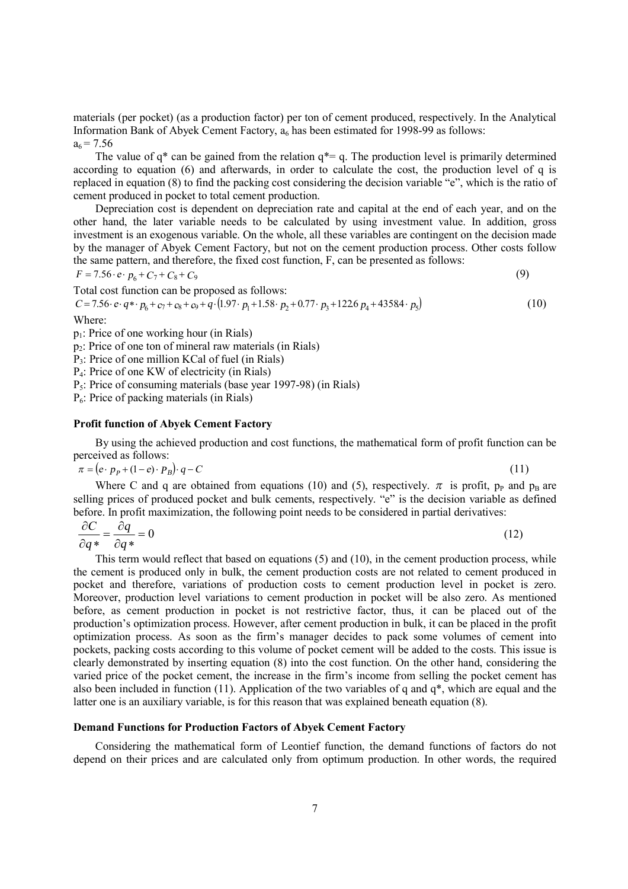materials (per pocket) (as a production factor) per ton of cement produced, respectively. In the Analytical Information Bank of Abyek Cement Factory, $a_6$ has been estimated for 1998-99 as follows:
$a_6 = 7.56$

The value of q* can be gained from the relation q*= q. The production level is primarily determined according to equation (6) and afterwards, in order to calculate the cost, the production level of q is replaced in equation (8) to find the packing cost considering the decision variable "e", which is the ratio of cement produced in pocket to total cement production.

Depreciation cost is dependent on depreciation rate and capital at the end of each year, and on the other hand, the later variable needs to be calculated by using investment value. In addition, gross investment is an exogenous variable. On the whole, all these variables are contingent on the decision made by the manager of Abyek Cement Factory, but not on the cement production process. Other costs follow the same pattern, and therefore, the fixed cost function, F, can be presented as follows:

$$F = 7.56 \cdot e \cdot p_6 + C_7 + C_8 + C_9 \tag{9}$$

Total cost function can be proposed as follows:

$$C = 7.56 \cdot e \cdot q^* \cdot p_6 + c_7 + c_8 + c_9 + q \cdot \left(1.97 \cdot p_1 + 1.58 \cdot p_2 + 0.77 \cdot p_3 + 122.6\, p_4 + 43584 \cdot p_5\right) \tag{10}$$

Where:

$p_1$: Price of one working hour (in Rials)
$p_2$: Price of one ton of mineral raw materials (in Rials)
$P_3$: Price of one million KCal of fuel (in Rials)
$P_4$: Price of one KW of electricity (in Rials)
$P_5$: Price of consuming materials (base year 1997-98) (in Rials)
$P_6$: Price of packing materials (in Rials)

**Profit function of Abyek Cement Factory**

By using the achieved production and cost functions, the mathematical form of profit function can be perceived as follows:

$$\pi = \left(e \cdot p_P + (1-e) \cdot P_B\right) \cdot q - C \tag{11}$$

Where C and q are obtained from equations (10) and (5), respectively. $\pi$ is profit, $p_P$ and $p_B$ are selling prices of produced pocket and bulk cements, respectively. "e" is the decision variable as defined before. In profit maximization, the following point needs to be considered in partial derivatives:

$$\frac{\partial C}{\partial q^*} = \frac{\partial q}{\partial q^*} = 0 \tag{12}$$

This term would reflect that based on equations (5) and (10), in the cement production process, while the cement is produced only in bulk, the cement production costs are not related to cement produced in pocket and therefore, variations of production costs to cement production level in pocket is zero. Moreover, production level variations to cement production in pocket will be also zero. As mentioned before, as cement production in pocket is not restrictive factor, thus, it can be placed out of the production's optimization process. However, after cement production in bulk, it can be placed in the profit optimization process. As soon as the firm's manager decides to pack some volumes of cement into pockets, packing costs according to this volume of pocket cement will be added to the costs. This issue is clearly demonstrated by inserting equation (8) into the cost function. On the other hand, considering the varied price of the pocket cement, the increase in the firm's income from selling the pocket cement has also been included in function (11). Application of the two variables of q and q*, which are equal and the latter one is an auxiliary variable, is for this reason that was explained beneath equation (8).

**Demand Functions for Production Factors of Abyek Cement Factory**

Considering the mathematical form of Leontief function, the demand functions of factors do not depend on their prices and are calculated only from optimum production. In other words, the required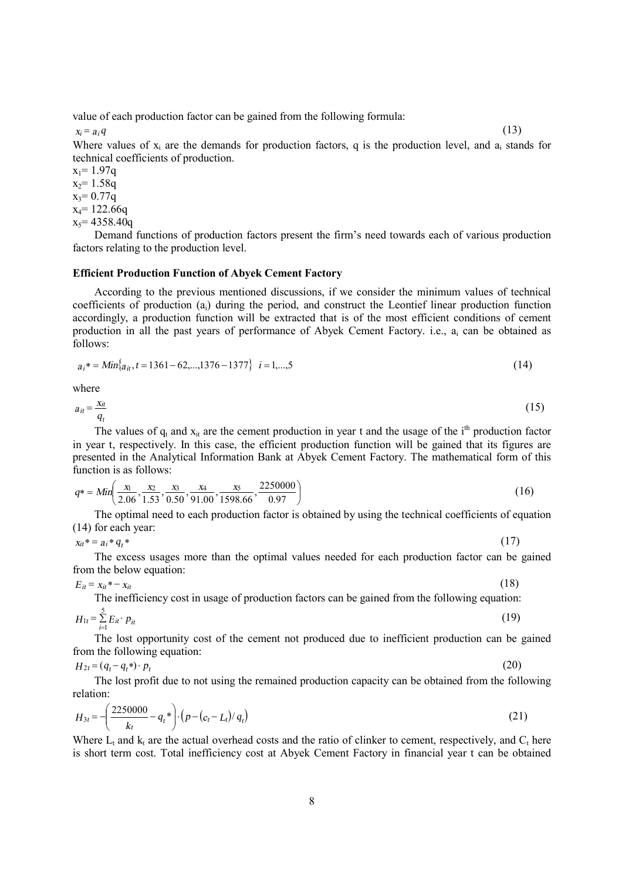value of each production factor can be gained from the following formula:

$$x_i = a_i q \tag{13}$$

Where values of $x_i$ are the demands for production factors, q is the production level, and $a_i$ stands for technical coefficients of production.

$x_1 = 1.97q$
$x_2 = 1.58q$
$x_3 = 0.77q$
$x_4 = 122.66q$
$x_5 = 4358.40q$

Demand functions of production factors present the firm's need towards each of various production factors relating to the production level.

**Efficient Production Function of Abyek Cement Factory**

According to the previous mentioned discussions, if we consider the minimum values of technical coefficients of production ($a_i$) during the period, and construct the Leontief linear production function accordingly, a production function will be extracted that is of the most efficient conditions of cement production in all the past years of performance of Abyek Cement Factory. i.e., $a_i$ can be obtained as follows:

$$a_i^* = Min\{a_{it}, t = 1361-62,...,1376-1377\} \quad i = 1,...,5 \tag{14}$$

where

$$a_{it} = \frac{x_{it}}{q_t} \tag{15}$$

The values of $q_t$ and $x_{it}$ are the cement production in year t and the usage of the $i^{th}$ production factor in year t, respectively. In this case, the efficient production function will be gained that its figures are presented in the Analytical Information Bank at Abyek Cement Factory. The mathematical form of this function is as follows:

$$q^* = Min\left(\frac{x_1}{2.06}, \frac{x_2}{1.53}, \frac{x_3}{0.50}, \frac{x_4}{91.00}, \frac{x_5}{1598.66}, \frac{2250000}{0.97}\right) \tag{16}$$

The optimal need to each production factor is obtained by using the technical coefficients of equation (14) for each year:

$$x_{it}^* = a_i^* q_t^* \tag{17}$$

The excess usages more than the optimal values needed for each production factor can be gained from the below equation:

$$E_{it} = x_{it}^* - x_{it} \tag{18}$$

The inefficiency cost in usage of production factors can be gained from the following equation:

$$H_{1t} = \sum_{i=1}^{5} E_{it} \cdot p_{it} \tag{19}$$

The lost opportunity cost of the cement not produced due to inefficient production can be gained from the following equation:

$$H_{2t} = (q_t - q_t^*) \cdot p_t \tag{20}$$

The lost profit due to not using the remained production capacity can be obtained from the following relation:

$$H_{3t} = -\left(\frac{2250000}{k_t} - q_t^*\right) \cdot \left(p - (c_t - L_t)/q_t\right) \tag{21}$$

Where $L_t$ and $k_t$ are the actual overhead costs and the ratio of clinker to cement, respectively, and $C_t$ here is short term cost. Total inefficiency cost at Abyek Cement Factory in financial year t can be obtained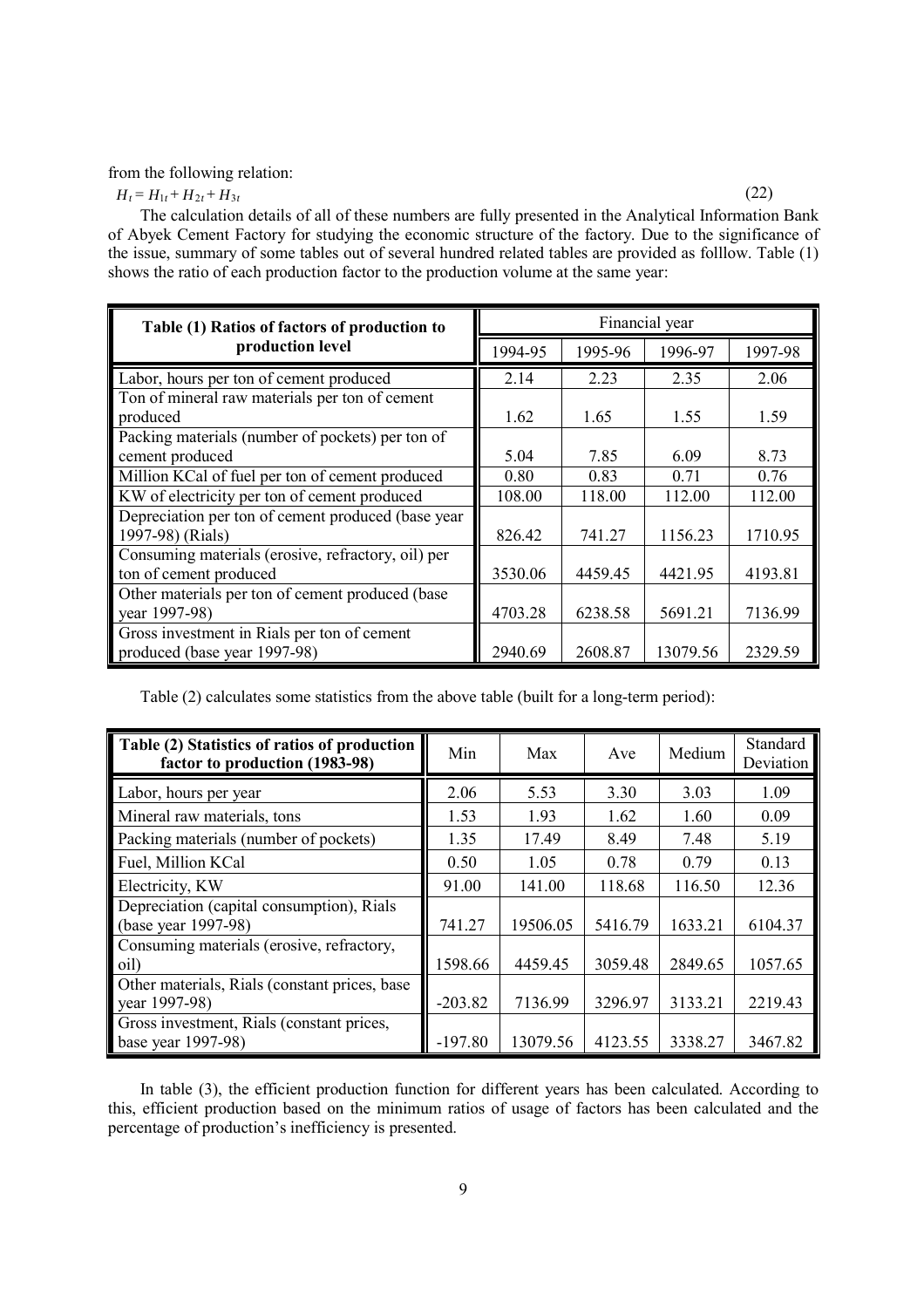from the following relation:

$$H_t = H_{1t} + H_{2t} + H_{3t} \tag{22}$$

The calculation details of all of these numbers are fully presented in the Analytical Information Bank of Abyek Cement Factory for studying the economic structure of the factory. Due to the significance of the issue, summary of some tables out of several hundred related tables are provided as folllow. Table (1) shows the ratio of each production factor to the production volume at the same year:

| **Table (1) Ratios of factors of production to production level** | Financial year | | | |
|---|---|---|---|---|
| | 1994-95 | 1995-96 | 1996-97 | 1997-98 |
| Labor, hours per ton of cement produced | 2.14 | 2.23 | 2.35 | 2.06 |
| Ton of mineral raw materials per ton of cement produced | 1.62 | 1.65 | 1.55 | 1.59 |
| Packing materials (number of pockets) per ton of cement produced | 5.04 | 7.85 | 6.09 | 8.73 |
| Million KCal of fuel per ton of cement produced | 0.80 | 0.83 | 0.71 | 0.76 |
| KW of electricity per ton of cement produced | 108.00 | 118.00 | 112.00 | 112.00 |
| Depreciation per ton of cement produced (base year 1997-98) (Rials) | 826.42 | 741.27 | 1156.23 | 1710.95 |
| Consuming materials (erosive, refractory, oil) per ton of cement produced | 3530.06 | 4459.45 | 4421.95 | 4193.81 |
| Other materials per ton of cement produced (base year 1997-98) | 4703.28 | 6238.58 | 5691.21 | 7136.99 |
| Gross investment in Rials per ton of cement produced (base year 1997-98) | 2940.69 | 2608.87 | 13079.56 | 2329.59 |

Table (2) calculates some statistics from the above table (built for a long-term period):

| **Table (2) Statistics of ratios of production factor to production (1983-98)** | Min | Max | Ave | Medium | Standard Deviation |
|---|---|---|---|---|---|
| Labor, hours per year | 2.06 | 5.53 | 3.30 | 3.03 | 1.09 |
| Mineral raw materials, tons | 1.53 | 1.93 | 1.62 | 1.60 | 0.09 |
| Packing materials (number of pockets) | 1.35 | 17.49 | 8.49 | 7.48 | 5.19 |
| Fuel, Million KCal | 0.50 | 1.05 | 0.78 | 0.79 | 0.13 |
| Electricity, KW | 91.00 | 141.00 | 118.68 | 116.50 | 12.36 |
| Depreciation (capital consumption), Rials (base year 1997-98) | 741.27 | 19506.05 | 5416.79 | 1633.21 | 6104.37 |
| Consuming materials (erosive, refractory, oil) | 1598.66 | 4459.45 | 3059.48 | 2849.65 | 1057.65 |
| Other materials, Rials (constant prices, base year 1997-98) | -203.82 | 7136.99 | 3296.97 | 3133.21 | 2219.43 |
| Gross investment, Rials (constant prices, base year 1997-98) | -197.80 | 13079.56 | 4123.55 | 3338.27 | 3467.82 |

In table (3), the efficient production function for different years has been calculated. According to this, efficient production based on the minimum ratios of usage of factors has been calculated and the percentage of production's inefficiency is presented.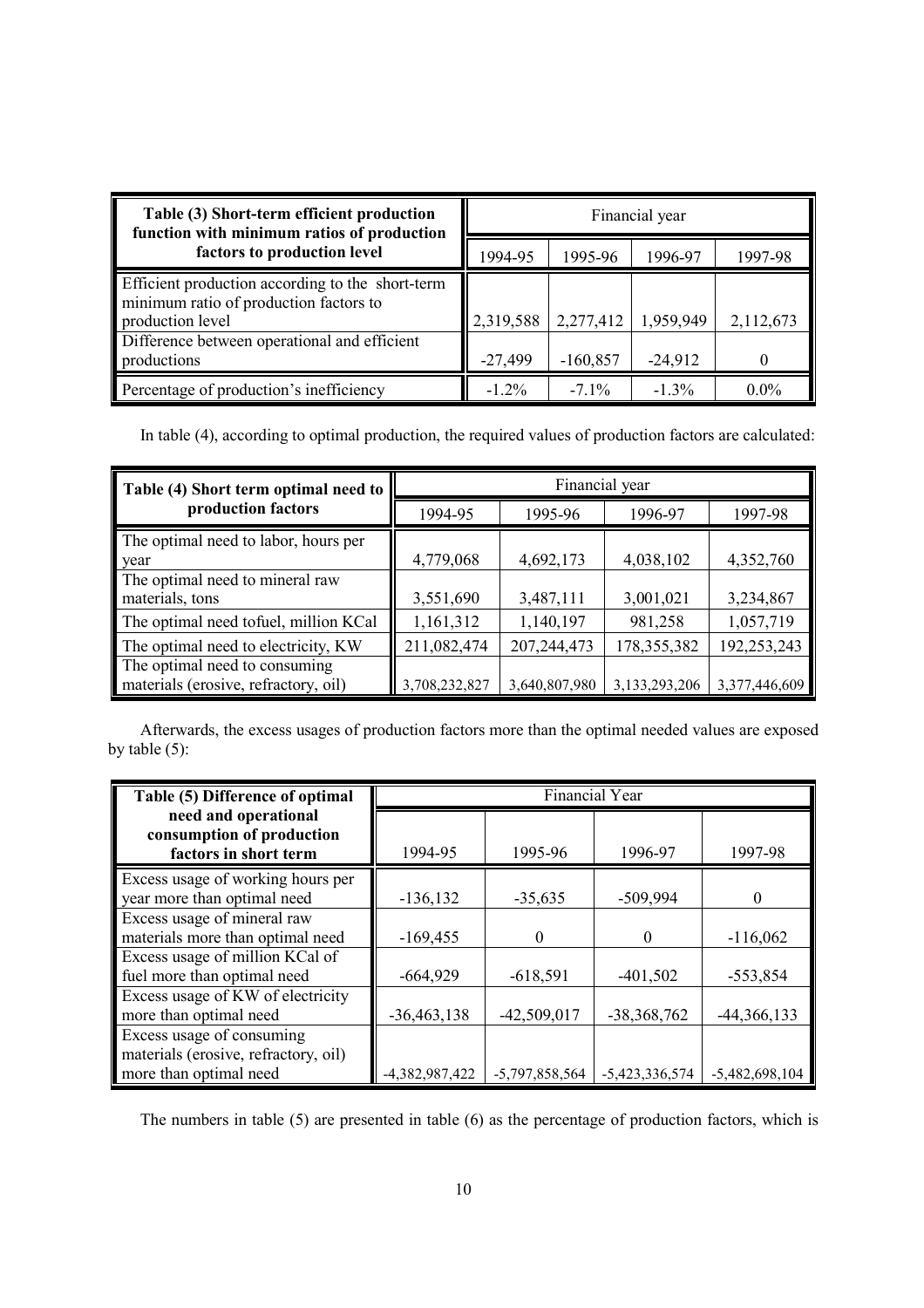| Table (3) Short-term efficient production function with minimum ratios of production factors to production level | Financial year | | | |
|---|---|---|---|---|
| | 1994-95 | 1995-96 | 1996-97 | 1997-98 |
| Efficient production according to the short-term minimum ratio of production factors to production level | 2,319,588 | 2,277,412 | 1,959,949 | 2,112,673 |
| Difference between operational and efficient productions | -27,499 | -160,857 | -24,912 | 0 |
| Percentage of production's inefficiency | -1.2% | -7.1% | -1.3% | 0.0% |

In table (4), according to optimal production, the required values of production factors are calculated:

| Table (4) Short term optimal need to production factors | Financial year | | | |
|---|---|---|---|---|
| | 1994-95 | 1995-96 | 1996-97 | 1997-98 |
| The optimal need to labor, hours per year | 4,779,068 | 4,692,173 | 4,038,102 | 4,352,760 |
| The optimal need to mineral raw materials, tons | 3,551,690 | 3,487,111 | 3,001,021 | 3,234,867 |
| The optimal need tofuel, million KCal | 1,161,312 | 1,140,197 | 981,258 | 1,057,719 |
| The optimal need to electricity, KW | 211,082,474 | 207,244,473 | 178,355,382 | 192,253,243 |
| The optimal need to consuming materials (erosive, refractory, oil) | 3,708,232,827 | 3,640,807,980 | 3,133,293,206 | 3,377,446,609 |

Afterwards, the excess usages of production factors more than the optimal needed values are exposed by table (5):

| Table (5) Difference of optimal need and operational consumption of production factors in short term | Financial Year | | | |
|---|---|---|---|---|
| | 1994-95 | 1995-96 | 1996-97 | 1997-98 |
| Excess usage of working hours per year more than optimal need | -136,132 | -35,635 | -509,994 | 0 |
| Excess usage of mineral raw materials more than optimal need | -169,455 | 0 | 0 | -116,062 |
| Excess usage of million KCal of fuel more than optimal need | -664,929 | -618,591 | -401,502 | -553,854 |
| Excess usage of KW of electricity more than optimal need | -36,463,138 | -42,509,017 | -38,368,762 | -44,366,133 |
| Excess usage of consuming materials (erosive, refractory, oil) more than optimal need | -4,382,987,422 | -5,797,858,564 | -5,423,336,574 | -5,482,698,104 |

The numbers in table (5) are presented in table (6) as the percentage of production factors, which is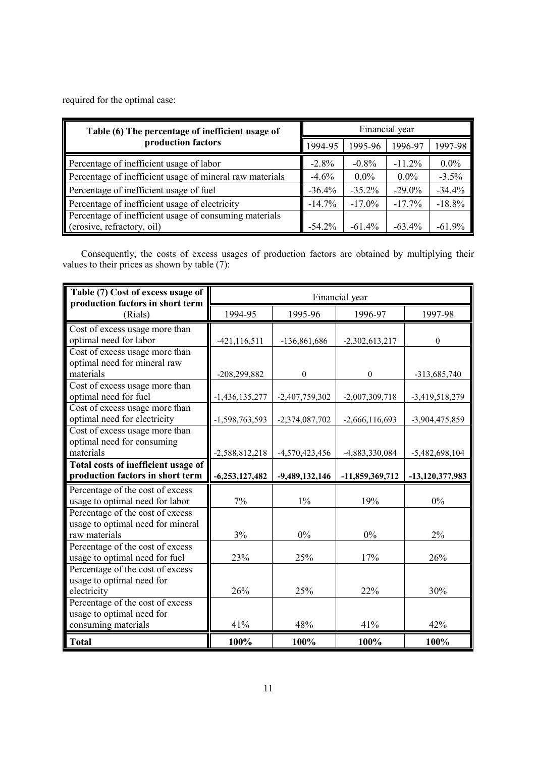required for the optimal case:

| Table (6) The percentage of inefficient usage of production factors | Financial year | | | |
|---|---|---|---|---|
| | 1994-95 | 1995-96 | 1996-97 | 1997-98 |
| Percentage of inefficient usage of labor | -2.8% | -0.8% | -11.2% | 0.0% |
| Percentage of inefficient usage of mineral raw materials | -4.6% | 0.0% | 0.0% | -3.5% |
| Percentage of inefficient usage of fuel | -36.4% | -35.2% | -29.0% | -34.4% |
| Percentage of inefficient usage of electricity | -14.7% | -17.0% | -17.7% | -18.8% |
| Percentage of inefficient usage of consuming materials (erosive, refractory, oil) | -54.2% | -61.4% | -63.4% | -61.9% |

Consequently, the costs of excess usages of production factors are obtained by multiplying their values to their prices as shown by table (7):

| Table (7) Cost of excess usage of production factors in short term (Rials) | Financial year | | | |
|---|---|---|---|---|
| | 1994-95 | 1995-96 | 1996-97 | 1997-98 |
| Cost of excess usage more than optimal need for labor | -421,116,511 | -136,861,686 | -2,302,613,217 | 0 |
| Cost of excess usage more than optimal need for mineral raw materials | -208,299,882 | 0 | 0 | -313,685,740 |
| Cost of excess usage more than optimal need for fuel | -1,436,135,277 | -2,407,759,302 | -2,007,309,718 | -3,419,518,279 |
| Cost of excess usage more than optimal need for electricity | -1,598,763,593 | -2,374,087,702 | -2,666,116,693 | -3,904,475,859 |
| Cost of excess usage more than optimal need for consuming materials | -2,588,812,218 | -4,570,423,456 | -4,883,330,084 | -5,482,698,104 |
| **Total costs of inefficient usage of production factors in short term** | **-6,253,127,482** | **-9,489,132,146** | **-11,859,369,712** | **-13,120,377,983** |
| Percentage of the cost of excess usage to optimal need for labor | 7% | 1% | 19% | 0% |
| Percentage of the cost of excess usage to optimal need for mineral raw materials | 3% | 0% | 0% | 2% |
| Percentage of the cost of excess usage to optimal need for fuel | 23% | 25% | 17% | 26% |
| Percentage of the cost of excess usage to optimal need for electricity | 26% | 25% | 22% | 30% |
| Percentage of the cost of excess usage to optimal need for consuming materials | 41% | 48% | 41% | 42% |
| **Total** | **100%** | **100%** | **100%** | **100%** |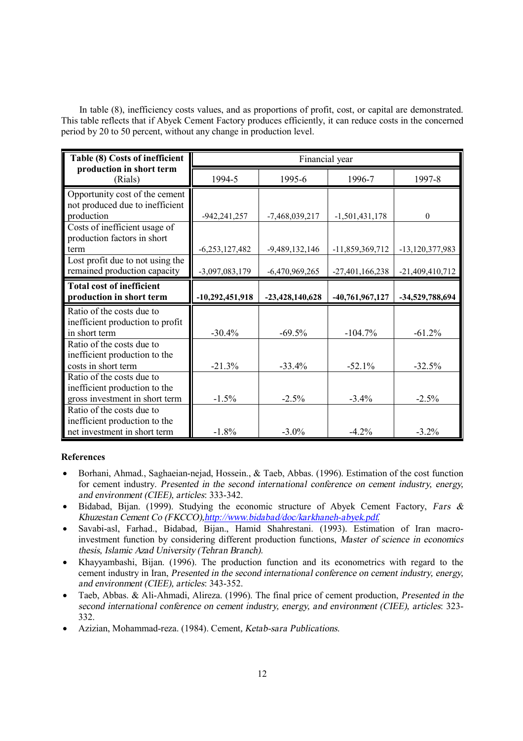In table (8), inefficiency costs values, and as proportions of profit, cost, or capital are demonstrated. This table reflects that if Abyek Cement Factory produces efficiently, it can reduce costs in the concerned period by 20 to 50 percent, without any change in production level.

| **Table (8) Costs of inefficient production in short term** (Rials) | Financial year | | | |
|---|---|---|---|---|
| | 1994-5 | 1995-6 | 1996-7 | 1997-8 |
| Opportunity cost of the cement not produced due to inefficient production | -942,241,257 | -7,468,039,217 | -1,501,431,178 | 0 |
| Costs of inefficient usage of production factors in short term | -6,253,127,482 | -9,489,132,146 | -11,859,369,712 | -13,120,377,983 |
| Lost profit due to not using the remained production capacity | -3,097,083,179 | -6,470,969,265 | -27,401,166,238 | -21,409,410,712 |
| **Total cost of inefficient production in short term** | **-10,292,451,918** | **-23,428,140,628** | **-40,761,967,127** | **-34,529,788,694** |
| Ratio of the costs due to inefficient production to profit in short term | -30.4% | -69.5% | -104.7% | -61.2% |
| Ratio of the costs due to inefficient production to the costs in short term | -21.3% | -33.4% | -52.1% | -32.5% |
| Ratio of the costs due to inefficient production to the gross investment in short term | -1.5% | -2.5% | -3.4% | -2.5% |
| Ratio of the costs due to inefficient production to the net investment in short term | -1.8% | -3.0% | -4.2% | -3.2% |

**References**

- Borhani, Ahmad., Saghaeian-nejad, Hossein., & Taeb, Abbas. (1996). Estimation of the cost function for cement industry. *Presented in the second international conference on cement industry, energy, and environment (CIEE), articles*: 333-342.
- Bidabad, Bijan. (1999). Studying the economic structure of Abyek Cement Factory, *Fars & Khuzestan Cement Co (FKCCO)*, http://www.bidabad/doc/karkhaneh-abyek.pdf.
- Savabi-asl, Farhad., Bidabad, Bijan., Hamid Shahrestani. (1993). Estimation of Iran macro-investment function by considering different production functions, *Master of science in economics thesis, Islamic Azad University (Tehran Branch).*
- Khayyambashi, Bijan. (1996). The production function and its econometrics with regard to the cement industry in Iran, *Presented in the second international conference on cement industry, energy, and environment (CIEE), articles*: 343-352.
- Taeb, Abbas. & Ali-Ahmadi, Alireza. (1996). The final price of cement production, *Presented in the second international conference on cement industry, energy, and environment (CIEE), articles*: 323-332.
- Azizian, Mohammad-reza. (1984). Cement, *Ketab-sara Publications.*